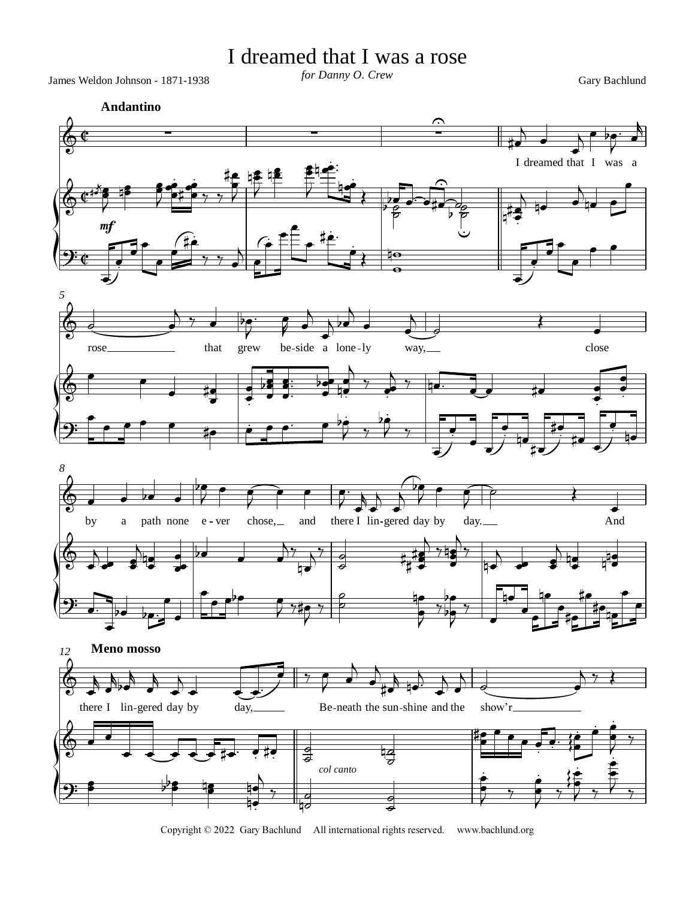# I dreamed that I was a rose

*for Danny O. Crew*

James Weldon Johnson - 1871-1938

Gary Bachlund

**Andantino**

I dreamed that I was a rose that grew beside a lonely way, close by a path none ever chose, and there I lingered day by day. And there I lingered day by day,

**Meno mosso**

Beneath the sunshine and the show'r

*col canto*

Copyright © 2022 Gary Bachlund All international rights reserved. www.bachlund.org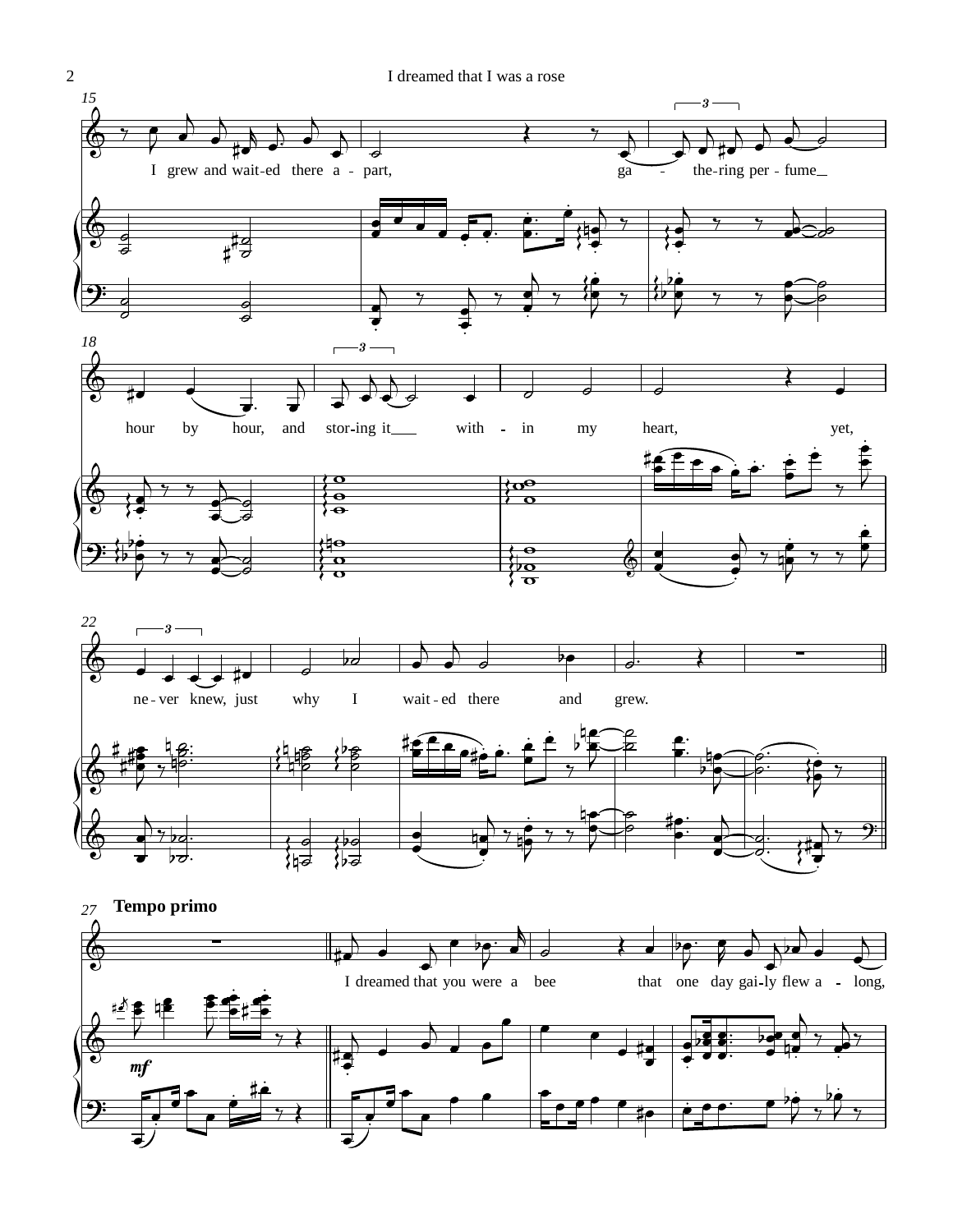Tempo primo

I grew and wait-ed there a - part, ga - the-ring per - fume hour by hour, and stor-ing it with - in my heart, yet, ne - ver knew, just why I wait - ed there and grew.

I dreamed that you were a bee that one day gai-ly flew a - long,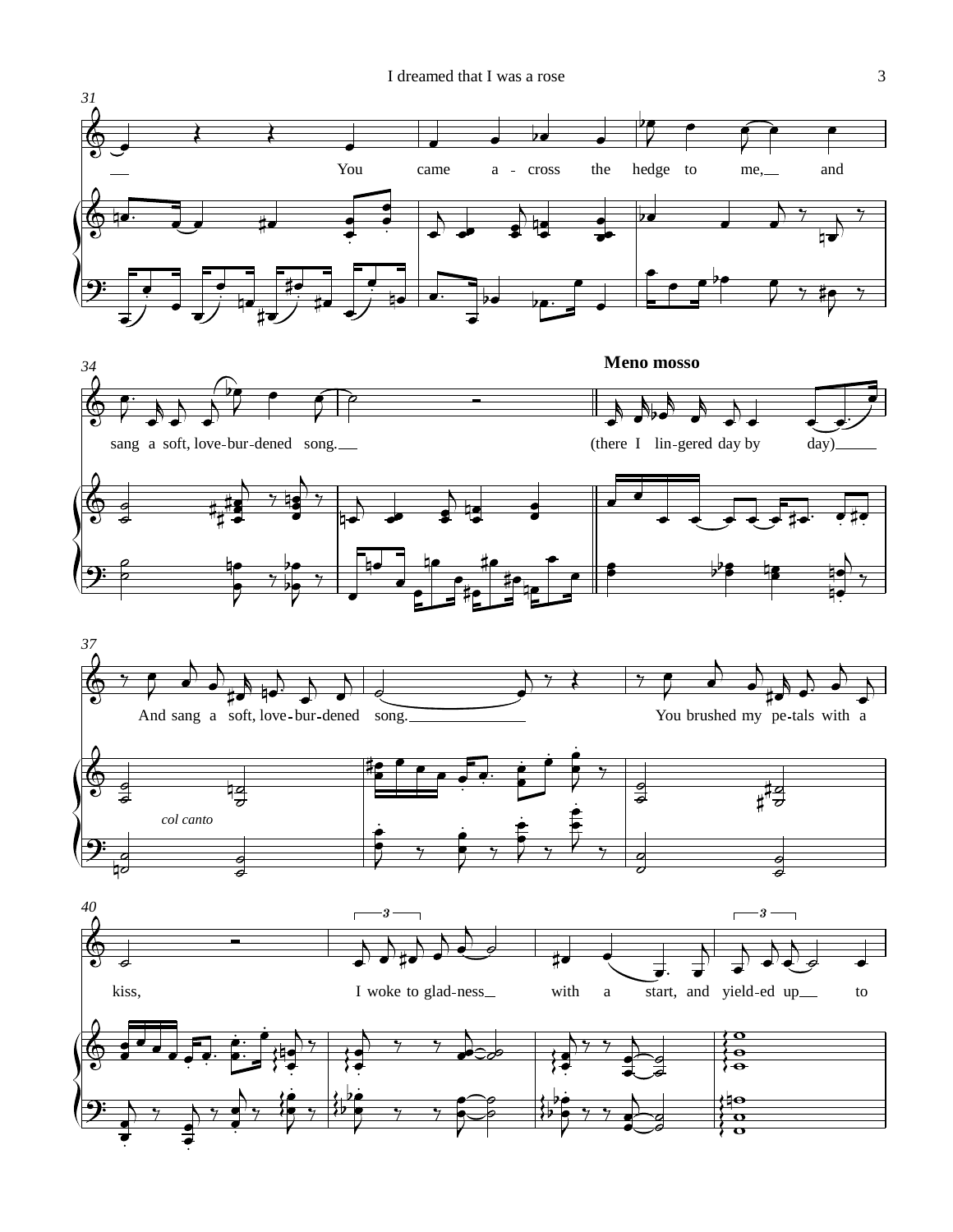31

You came a - cross the hedge to me, and

34

**Meno mosso**

sang a soft, love-bur-dened song. (there I lin-gered day by day)

37

And sang a soft, love-bur-dened song. You brushed my pe-tals with a

*col canto*

40

kiss, I woke to glad-ness with a start, and yield-ed up to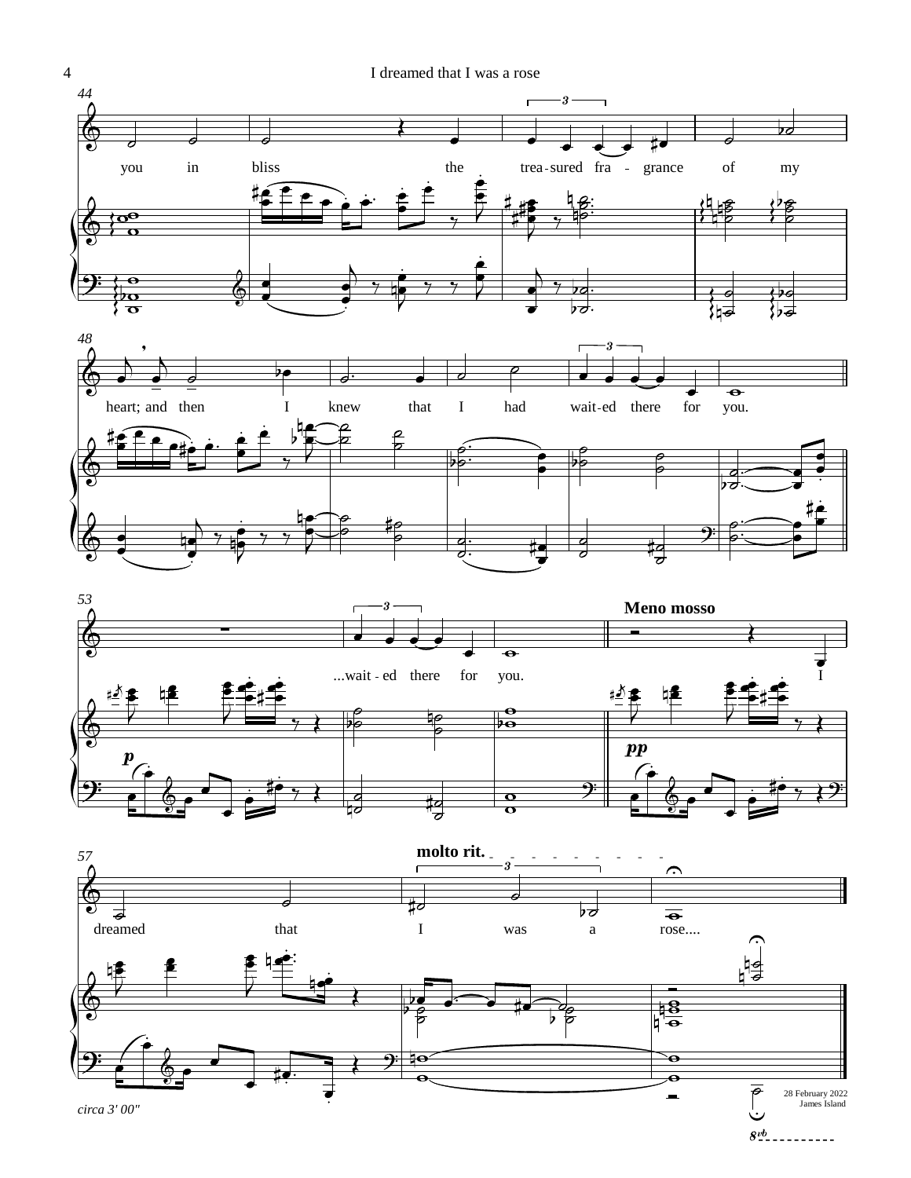44

you in bliss the trea-sured fra - grance of my

48

heart; and then I knew that I had wait-ed there for you.

53

**Meno mosso**

...wait - ed there for you. I

*p*

*pp*

57

**molto rit.**

dreamed that I was a rose....

*circa 3' 00"*

28 February 2022
James Island

8vb